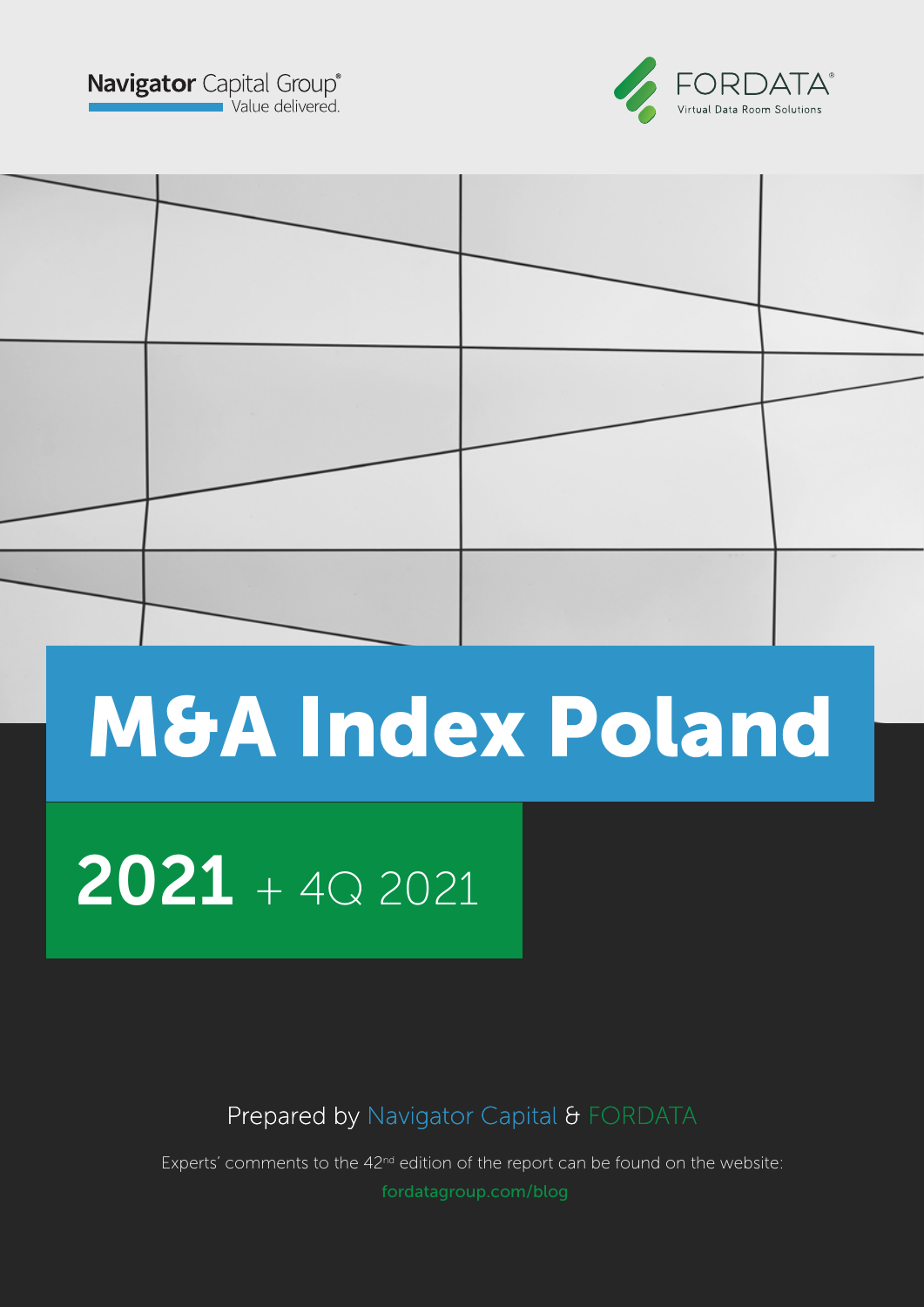Navigator Capital Group®
Value delivered.

FORDATA®
Virtual Data Room Solutions

# M&A Index Poland

## 2021 + 4Q 2021

Prepared by Navigator Capital & FORDATA

Experts' comments to the 42nd edition of the report can be found on the website:
fordatagroup.com/blog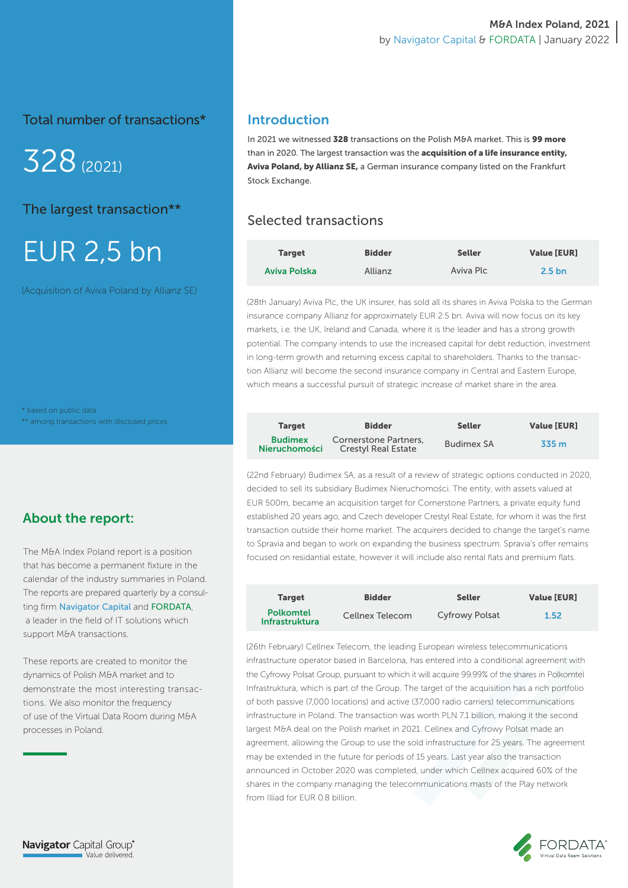## Total number of transactions*

328 (2021)

## The largest transaction**

EUR 2,5 bn

(Acquisition of Aviva Poland by Allianz SE)

\* based on public data
\*\* among transactions with disclosed prices

## About the report:

The M&A Index Poland report is a position that has become a permanent fixture in the calendar of the industry summaries in Poland. The reports are prepared quarterly by a consulting firm Navigator Capital and FORDATA, a leader in the field of IT solutions which support M&A transactions.

These reports are created to monitor the dynamics of Polish M&A market and to demonstrate the most interesting transactions. We also monitor the frequency of use of the Virtual Data Room during M&A processes in Poland.

## Introduction

In 2021 we witnessed **328** transactions on the Polish M&A market. This is **99 more** than in 2020. The largest transaction was the **acquisition of a life insurance entity, Aviva Poland, by Allianz SE,** a German insurance company listed on the Frankfurt Stock Exchange.

## Selected transactions

| Target | Bidder | Seller | Value [EUR] |
|---|---|---|---|
| Aviva Polska | Allianz | Aviva Plc | 2.5 bn |

(28th January) Aviva Plc, the UK insurer, has sold all its shares in Aviva Polska to the German insurance company Allianz for approximately EUR 2.5 bn. Aviva will now focus on its key markets, i.e. the UK, Ireland and Canada, where it is the leader and has a strong growth potential. The company intends to use the increased capital for debt reduction, investment in long-term growth and returning excess capital to shareholders. Thanks to the transaction Allianz will become the second insurance company in Central and Eastern Europe, which means a successful pursuit of strategic increase of market share in the area.

| Target | Bidder | Seller | Value [EUR] |
|---|---|---|---|
| Budimex Nieruchomości | Cornerstone Partners, Crestyl Real Estate | Budimex SA | 335 m |

(22nd February) Budimex SA, as a result of a review of strategic options conducted in 2020, decided to sell its subsidiary Budimex Nieruchomości. The entity, with assets valued at EUR 500m, became an acquisition target for Cornerstone Partners, a private equity fund established 20 years ago, and Czech developer Crestyl Real Estate, for whom it was the first transaction outside their home market. The acquirers decided to change the target's name to Spravia and began to work on expanding the business spectrum. Spravia's offer remains focused on residantial estate, however it will include also rental flats and premium flats.

| Target | Bidder | Seller | Value [EUR] |
|---|---|---|---|
| Polkomtel Infrastruktura | Cellnex Telecom | Cyfrowy Polsat | 1.52 |

(26th February) Cellnex Telecom, the leading European wireless telecommunications infrastructure operator based in Barcelona, has entered into a conditional agreement with the Cyfrowy Polsat Group, pursuant to which it will acquire 99.99% of the shares in Polkomtel Infrastruktura, which is part of the Group. The target of the acquisition has a rich portfolio of both passive (7,000 locations) and active (37,000 radio carriers) telecommunications infrastructure in Poland. The transaction was worth PLN 7.1 billion, making it the second largest M&A deal on the Polish market in 2021. Cellnex and Cyfrowy Polsat made an agreement, allowing the Group to use the sold infrastructure for 25 years. The agreement may be extended in the future for periods of 15 years. Last year also the transaction announced in October 2020 was completed, under which Cellnex acquired 60% of the shares in the company managing the telecommunications masts of the Play network from Illiad for EUR 0.8 billion.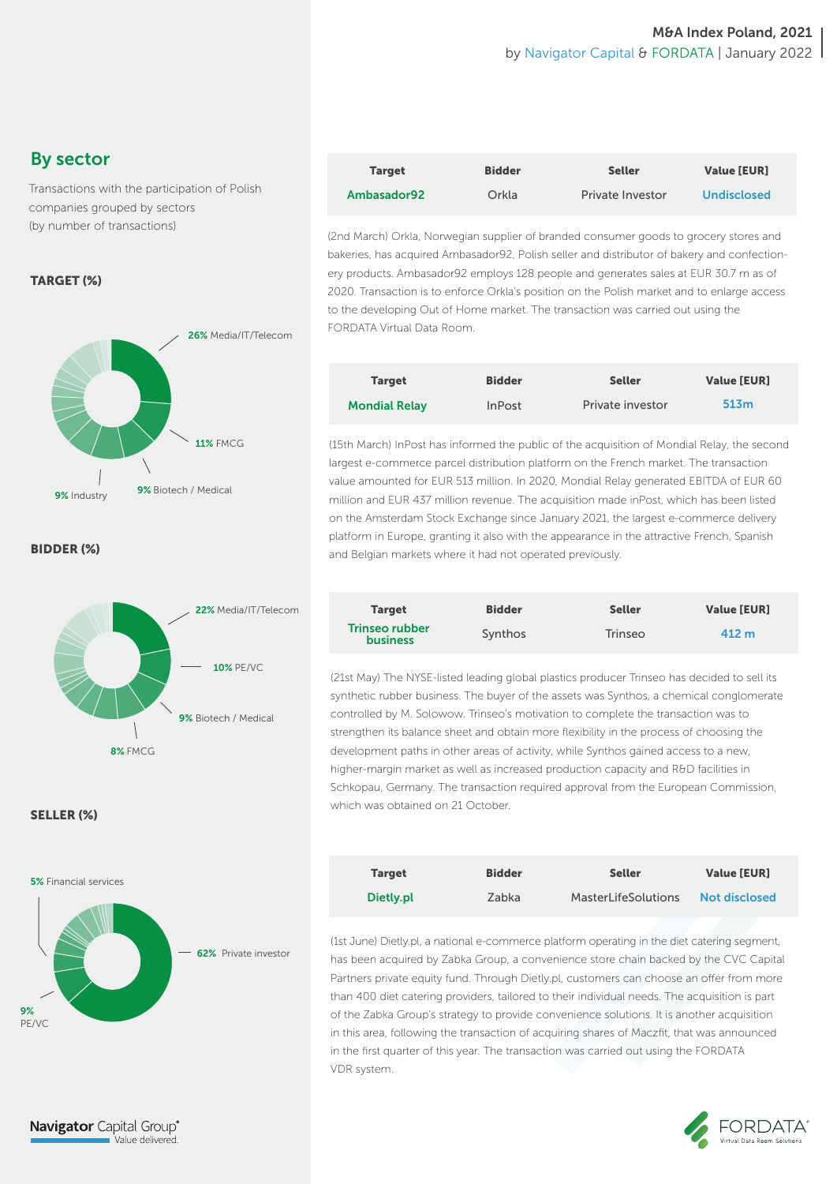## By sector

Transactions with the participation of Polish companies grouped by sectors
(by number of transactions)

**TARGET (%)**

26% Media/IT/Telecom

11% FMCG

9% Biotech / Medical

9% Industry

**BIDDER (%)**

22% Media/IT/Telecom

10% PE/VC

9% Biotech / Medical

8% FMCG

**SELLER (%)**

5% Financial services

62% Private investor

9% PE/VC

| Target | Bidder | Seller | Value [EUR] |
|---|---|---|---|
| Ambasador92 | Orkla | Private Investor | Undisclosed |

(2nd March) Orkla, Norwegian supplier of branded consumer goods to grocery stores and bakeries, has acquired Ambasador92, Polish seller and distributor of bakery and confectionery products. Ambasador92 employs 128 people and generates sales at EUR 30.7 m as of 2020. Transaction is to enforce Orkla's position on the Polish market and to enlarge access to the developing Out of Home market. The transaction was carried out using the FORDATA Virtual Data Room.

| Target | Bidder | Seller | Value [EUR] |
|---|---|---|---|
| Mondial Relay | InPost | Private investor | 513m |

(15th March) InPost has informed the public of the acquisition of Mondial Relay, the second largest e-commerce parcel distribution platform on the French market. The transaction value amounted for EUR 513 million. In 2020, Mondial Relay generated EBITDA of EUR 60 million and EUR 437 million revenue. The acquisition made inPost, which has been listed on the Amsterdam Stock Exchange since January 2021, the largest e-commerce delivery platform in Europe, granting it also with the appearance in the attractive French, Spanish and Belgian markets where it had not operated previously.

| Target | Bidder | Seller | Value [EUR] |
|---|---|---|---|
| Trinseo rubber business | Synthos | Trinseo | 412 m |

(21st May) The NYSE-listed leading global plastics producer Trinseo has decided to sell its synthetic rubber business. The buyer of the assets was Synthos, a chemical conglomerate controlled by M. Solowow. Trinseo's motivation to complete the transaction was to strengthen its balance sheet and obtain more flexibility in the process of choosing the development paths in other areas of activity, while Synthos gained access to a new, higher-margin market as well as increased production capacity and R&D facilities in Schkopau, Germany. The transaction required approval from the European Commission, which was obtained on 21 October.

| Target | Bidder | Seller | Value [EUR] |
|---|---|---|---|
| Dietly.pl | Zabka | MasterLifeSolutions | Not disclosed |

(1st June) Dietly.pl, a national e-commerce platform operating in the diet catering segment, has been acquired by Zabka Group, a convenience store chain backed by the CVC Capital Partners private equity fund. Through Dietly.pl, customers can choose an offer from more than 400 diet catering providers, tailored to their individual needs. The acquisition is part of the Zabka Group's strategy to provide convenience solutions. It is another acquisition in this area, following the transaction of acquiring shares of Maczfit, that was announced in the first quarter of this year. The transaction was carried out using the FORDATA VDR system.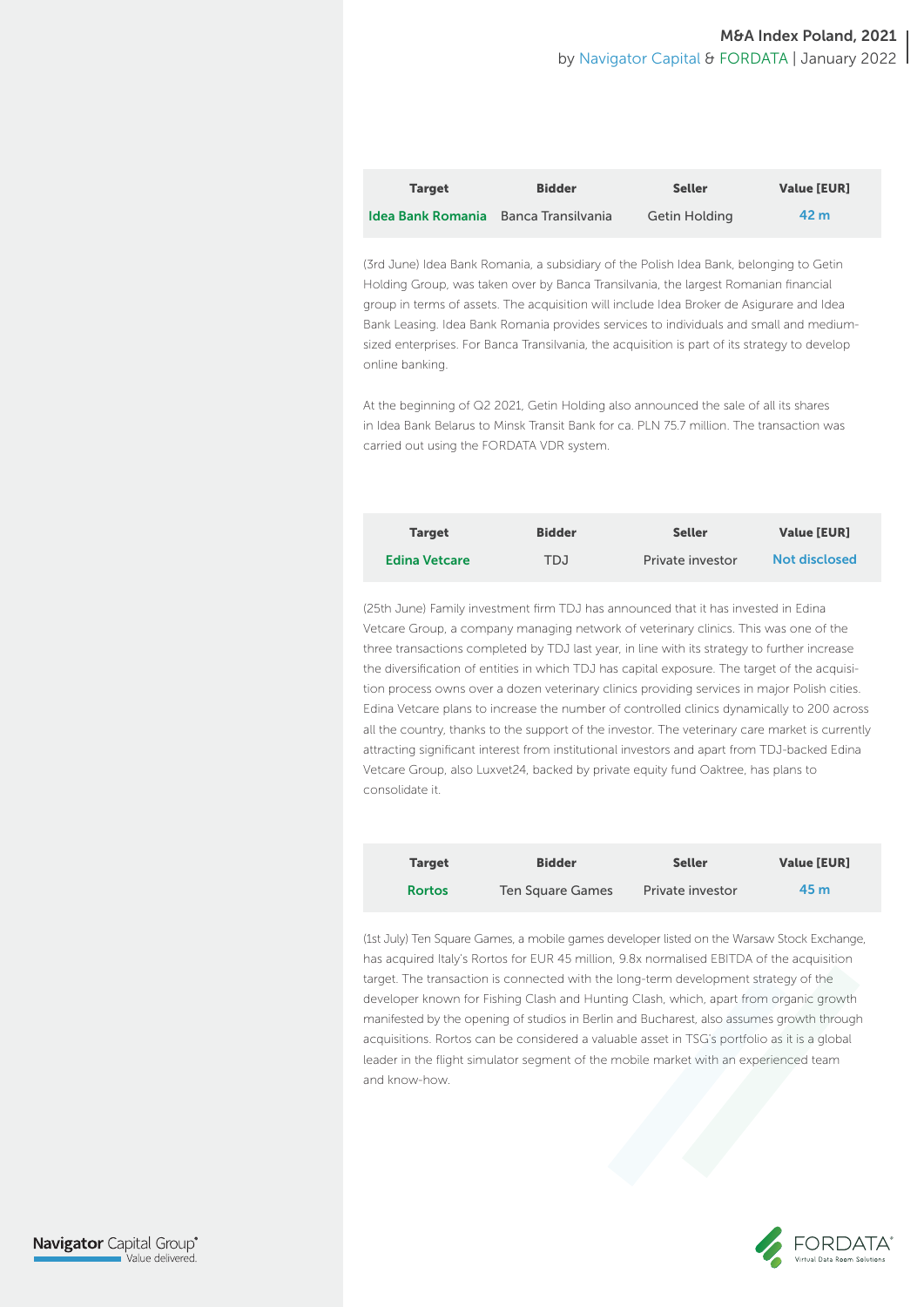| Target | Bidder | Seller | Value [EUR] |
|---|---|---|---|
| Idea Bank Romania | Banca Transilvania | Getin Holding | 42 m |

(3rd June) Idea Bank Romania, a subsidiary of the Polish Idea Bank, belonging to Getin Holding Group, was taken over by Banca Transilvania, the largest Romanian financial group in terms of assets. The acquisition will include Idea Broker de Asigurare and Idea Bank Leasing. Idea Bank Romania provides services to individuals and small and medium-sized enterprises. For Banca Transilvania, the acquisition is part of its strategy to develop online banking.

At the beginning of Q2 2021, Getin Holding also announced the sale of all its shares in Idea Bank Belarus to Minsk Transit Bank for ca. PLN 75.7 million. The transaction was carried out using the FORDATA VDR system.

| Target | Bidder | Seller | Value [EUR] |
|---|---|---|---|
| Edina Vetcare | TDJ | Private investor | Not disclosed |

(25th June) Family investment firm TDJ has announced that it has invested in Edina Vetcare Group, a company managing network of veterinary clinics. This was one of the three transactions completed by TDJ last year, in line with its strategy to further increase the diversification of entities in which TDJ has capital exposure. The target of the acquisition process owns over a dozen veterinary clinics providing services in major Polish cities. Edina Vetcare plans to increase the number of controlled clinics dynamically to 200 across all the country, thanks to the support of the investor. The veterinary care market is currently attracting significant interest from institutional investors and apart from TDJ-backed Edina Vetcare Group, also Luxvet24, backed by private equity fund Oaktree, has plans to consolidate it.

| Target | Bidder | Seller | Value [EUR] |
|---|---|---|---|
| Rortos | Ten Square Games | Private investor | 45 m |

(1st July) Ten Square Games, a mobile games developer listed on the Warsaw Stock Exchange, has acquired Italy's Rortos for EUR 45 million, 9.8x normalised EBITDA of the acquisition target. The transaction is connected with the long-term development strategy of the developer known for Fishing Clash and Hunting Clash, which, apart from organic growth manifested by the opening of studios in Berlin and Bucharest, also assumes growth through acquisitions. Rortos can be considered a valuable asset in TSG's portfolio as it is a global leader in the flight simulator segment of the mobile market with an experienced team and know-how.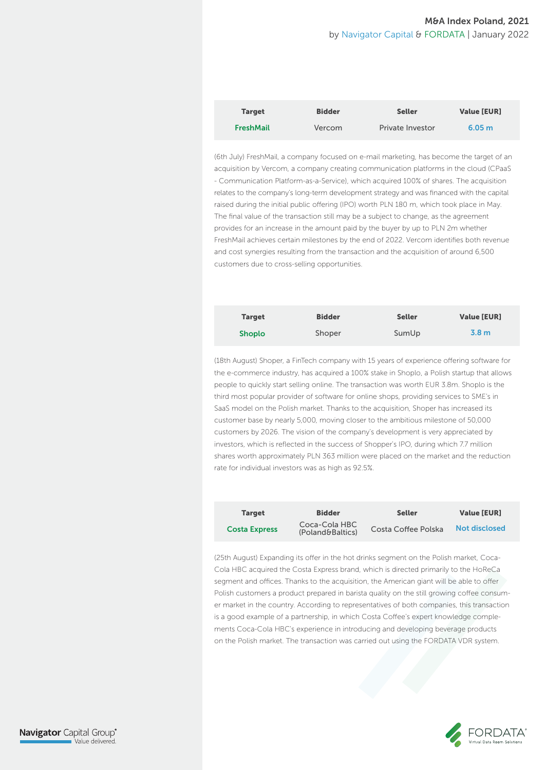| Target | Bidder | Seller | Value [EUR] |
| --- | --- | --- | --- |
| **FreshMail** | Vercom | Private Investor | 6.05 m |

(6th July) FreshMail, a company focused on e-mail marketing, has become the target of an acquisition by Vercom, a company creating communication platforms in the cloud (CPaaS - Communication Platform-as-a-Service), which acquired 100% of shares. The acquisition relates to the company's long-term development strategy and was financed with the capital raised during the initial public offering (IPO) worth PLN 180 m, which took place in May. The final value of the transaction still may be a subject to change, as the agreement provides for an increase in the amount paid by the buyer by up to PLN 2m whether FreshMail achieves certain milestones by the end of 2022. Vercom identifies both revenue and cost synergies resulting from the transaction and the acquisition of around 6,500 customers due to cross-selling opportunities.

| Target | Bidder | Seller | Value [EUR] |
| --- | --- | --- | --- |
| **Shoplo** | Shoper | SumUp | 3.8 m |

(18th August) Shoper, a FinTech company with 15 years of experience offering software for the e-commerce industry, has acquired a 100% stake in Shoplo, a Polish startup that allows people to quickly start selling online. The transaction was worth EUR 3.8m. Shoplo is the third most popular provider of software for online shops, providing services to SME's in SaaS model on the Polish market. Thanks to the acquisition, Shoper has increased its customer base by nearly 5,000, moving closer to the ambitious milestone of 50,000 customers by 2026. The vision of the company's development is very appreciated by investors, which is reflected in the success of Shopper's IPO, during which 7.7 million shares worth approximately PLN 363 million were placed on the market and the reduction rate for individual investors was as high as 92.5%.

| Target | Bidder | Seller | Value [EUR] |
| --- | --- | --- | --- |
| **Costa Express** | Coca-Cola HBC (Poland&Baltics) | Costa Coffee Polska | Not disclosed |

(25th August) Expanding its offer in the hot drinks segment on the Polish market, Coca-Cola HBC acquired the Costa Express brand, which is directed primarily to the HoReCa segment and offices. Thanks to the acquisition, the American giant will be able to offer Polish customers a product prepared in barista quality on the still growing coffee consumer market in the country. According to representatives of both companies, this transaction is a good example of a partnership, in which Costa Coffee's expert knowledge complements Coca-Cola HBC's experience in introducing and developing beverage products on the Polish market. The transaction was carried out using the FORDATA VDR system.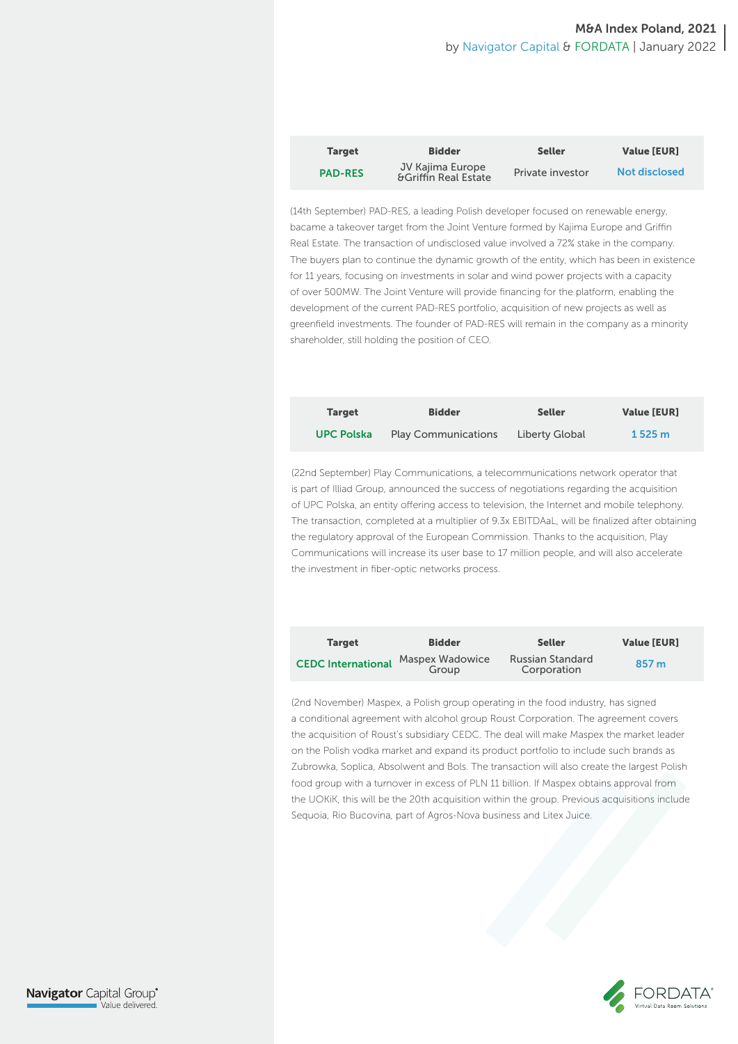| Target | Bidder | Seller | Value [EUR] |
| --- | --- | --- | --- |
| PAD-RES | JV Kajima Europe &Griffin Real Estate | Private investor | Not disclosed |

(14th September) PAD-RES, a leading Polish developer focused on renewable energy, bacame a takeover target from the Joint Venture formed by Kajima Europe and Griffin Real Estate. The transaction of undisclosed value involved a 72% stake in the company. The buyers plan to continue the dynamic growth of the entity, which has been in existence for 11 years, focusing on investments in solar and wind power projects with a capacity of over 500MW. The Joint Venture will provide financing for the platform, enabling the development of the current PAD-RES portfolio, acquisition of new projects as well as greenfield investments. The founder of PAD-RES will remain in the company as a minority shareholder, still holding the position of CEO.

| Target | Bidder | Seller | Value [EUR] |
| --- | --- | --- | --- |
| UPC Polska | Play Communications | Liberty Global | 1 525 m |

(22nd September) Play Communications, a telecommunications network operator that is part of Illiad Group, announced the success of negotiations regarding the acquisition of UPC Polska, an entity offering access to television, the Internet and mobile telephony. The transaction, completed at a multiplier of 9.3x EBITDAaL, will be finalized after obtaining the regulatory approval of the European Commission. Thanks to the acquisition, Play Communications will increase its user base to 17 million people, and will also accelerate the investment in fiber-optic networks process.

| Target | Bidder | Seller | Value [EUR] |
| --- | --- | --- | --- |
| CEDC International | Maspex Wadowice Group | Russian Standard Corporation | 857 m |

(2nd November) Maspex, a Polish group operating in the food industry, has signed a conditional agreement with alcohol group Roust Corporation. The agreement covers the acquisition of Roust's subsidiary CEDC. The deal will make Maspex the market leader on the Polish vodka market and expand its product portfolio to include such brands as Zubrowka, Soplica, Absolwent and Bols. The transaction will also create the largest Polish food group with a turnover in excess of PLN 11 billion. If Maspex obtains approval from the UOKiK, this will be the 20th acquisition within the group. Previous acquisitions include Sequoia, Rio Bucovina, part of Agros-Nova business and Litex Juice.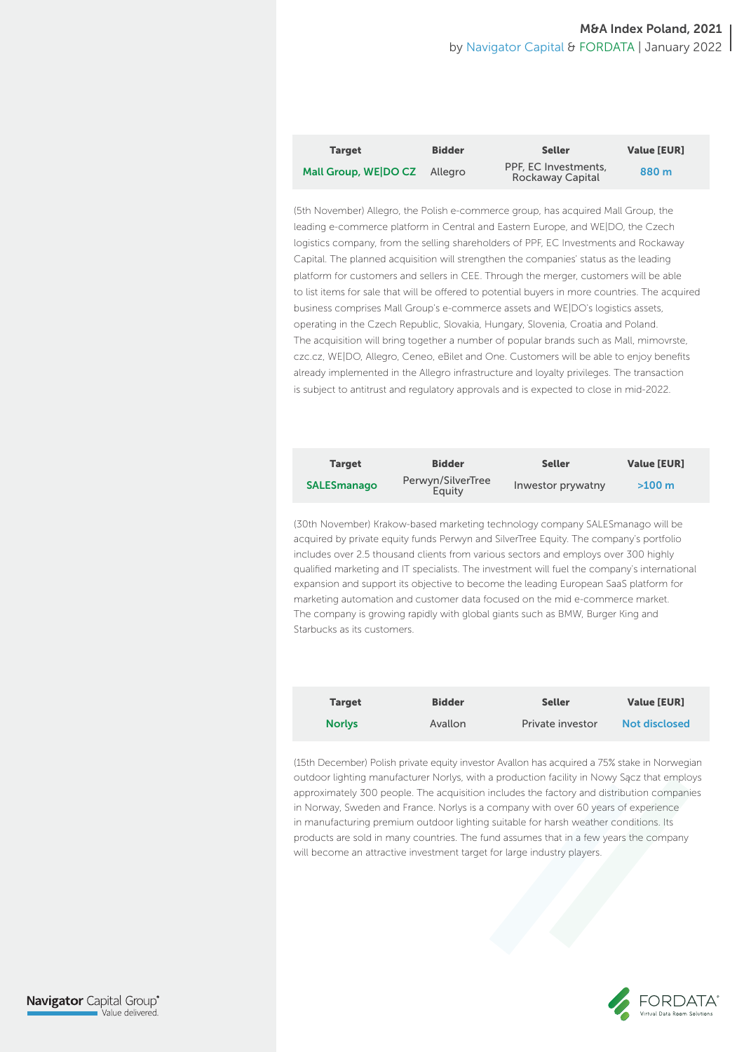| Target | Bidder | Seller | Value [EUR] |
| --- | --- | --- | --- |
| Mall Group, WE\|DO CZ | Allegro | PPF, EC Investments, Rockaway Capital | 880 m |

(5th November) Allegro, the Polish e-commerce group, has acquired Mall Group, the leading e-commerce platform in Central and Eastern Europe, and WE|DO, the Czech logistics company, from the selling shareholders of PPF, EC Investments and Rockaway Capital. The planned acquisition will strengthen the companies' status as the leading platform for customers and sellers in CEE. Through the merger, customers will be able to list items for sale that will be offered to potential buyers in more countries. The acquired business comprises Mall Group's e-commerce assets and WE|DO's logistics assets, operating in the Czech Republic, Slovakia, Hungary, Slovenia, Croatia and Poland. The acquisition will bring together a number of popular brands such as Mall, mimovrste, czc.cz, WE|DO, Allegro, Ceneo, eBilet and One. Customers will be able to enjoy benefits already implemented in the Allegro infrastructure and loyalty privileges. The transaction is subject to antitrust and regulatory approvals and is expected to close in mid-2022.

| Target | Bidder | Seller | Value [EUR] |
| --- | --- | --- | --- |
| SALESmanago | Perwyn/SilverTree Equity | Inwestor prywatny | >100 m |

(30th November) Krakow-based marketing technology company SALESmanago will be acquired by private equity funds Perwyn and SilverTree Equity. The company's portfolio includes over 2.5 thousand clients from various sectors and employs over 300 highly qualified marketing and IT specialists. The investment will fuel the company's international expansion and support its objective to become the leading European SaaS platform for marketing automation and customer data focused on the mid e-commerce market. The company is growing rapidly with global giants such as BMW, Burger King and Starbucks as its customers.

| Target | Bidder | Seller | Value [EUR] |
| --- | --- | --- | --- |
| Norlys | Avallon | Private investor | Not disclosed |

(15th December) Polish private equity investor Avallon has acquired a 75% stake in Norwegian outdoor lighting manufacturer Norlys, with a production facility in Nowy Sącz that employs approximately 300 people. The acquisition includes the factory and distribution companies in Norway, Sweden and France. Norlys is a company with over 60 years of experience in manufacturing premium outdoor lighting suitable for harsh weather conditions. Its products are sold in many countries. The fund assumes that in a few years the company will become an attractive investment target for large industry players.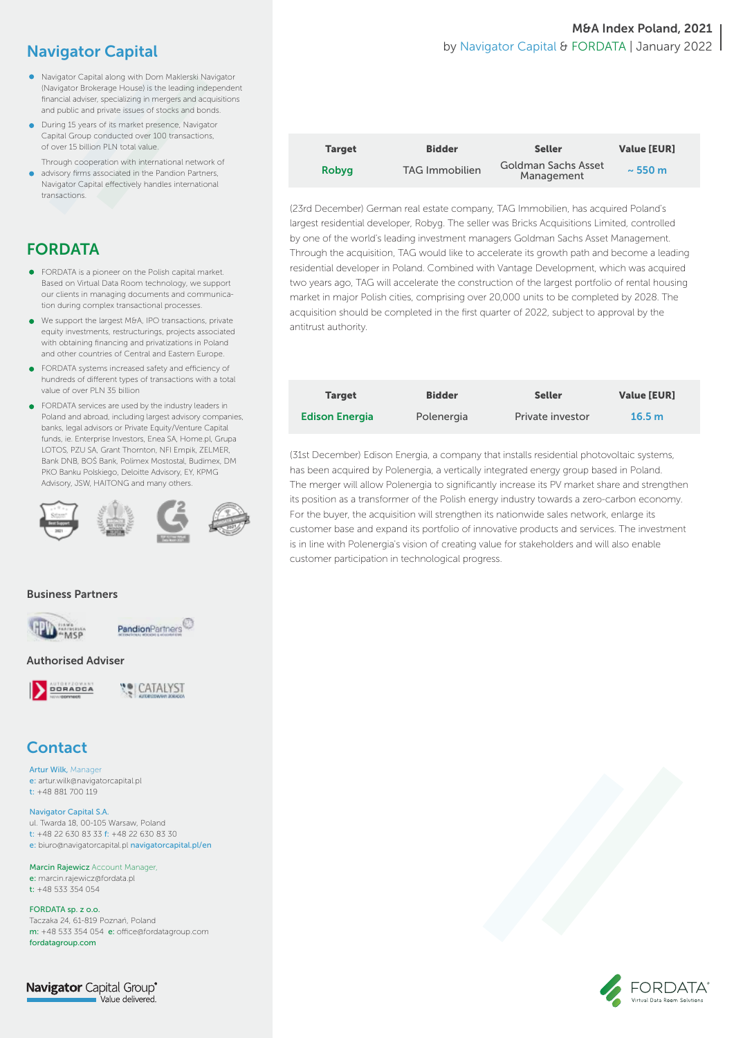# M&A Index Poland, 2021

by Navigator Capital & FORDATA | January 2022

| Target | Bidder | Seller | Value [EUR] |
|---|---|---|---|
| Robyg | TAG Immobilien | Goldman Sachs Asset Management | ~ 550 m |

(23rd December) German real estate company, TAG Immobilien, has acquired Poland's largest residential developer, Robyg. The seller was Bricks Acquisitions Limited, controlled by one of the world's leading investment managers Goldman Sachs Asset Management. Through the acquisition, TAG would like to accelerate its growth path and become a leading residential developer in Poland. Combined with Vantage Development, which was acquired two years ago, TAG will accelerate the construction of the largest portfolio of rental housing market in major Polish cities, comprising over 20,000 units to be completed by 2028. The acquisition should be completed in the first quarter of 2022, subject to approval by the antitrust authority.

| Target | Bidder | Seller | Value [EUR] |
|---|---|---|---|
| Edison Energia | Polenergia | Private investor | 16.5 m |

(31st December) Edison Energia, a company that installs residential photovoltaic systems, has been acquired by Polenergia, a vertically integrated energy group based in Poland. The merger will allow Polenergia to significantly increase its PV market share and strengthen its position as a transformer of the Polish energy industry towards a zero-carbon economy. For the buyer, the acquisition will strengthen its nationwide sales network, enlarge its customer base and expand its portfolio of innovative products and services. The investment is in line with Polenergia's vision of creating value for stakeholders and will also enable customer participation in technological progress.

## Navigator Capital

- Navigator Capital along with Dom Maklerski Navigator (Navigator Brokerage House) is the leading independent financial adviser, specializing in mergers and acquisitions and public and private issues of stocks and bonds.
- During 15 years of its market presence, Navigator Capital Group conducted over 100 transactions, of over 15 billion PLN total value.
- Through cooperation with international network of advisory firms associated in the Pandion Partners, Navigator Capital effectively handles international transactions.

## FORDATA

- FORDATA is a pioneer on the Polish capital market. Based on Virtual Data Room technology, we support our clients in managing documents and communication during complex transactional processes.
- We support the largest M&A, IPO transactions, private equity investments, restructurings, projects associated with obtaining financing and privatizations in Poland and other countries of Central and Eastern Europe.
- FORDATA systems increased safety and efficiency of hundreds of different types of transactions with a total value of over PLN 35 billion
- FORDATA services are used by the industry leaders in Poland and abroad, including largest advisory companies, banks, legal advisors or Private Equity/Venture Capital funds, ie. Enterprise Investors, Enea SA, Home.pl, Grupa LOTOS, PZU SA, Grant Thornton, NFI Empik, ZELMER, Bank DNB, BOŚ Bank, Polimex Mostostal, Budimex, DM PKO Banku Polskiego, Deloitte Advisory, EY, KPMG Advisory, JSW, HAITONG and many others.

### Business Partners

### Authorised Adviser

## Contact

Artur Wilk, Manager
e: artur.wilk@navigatorcapital.pl
t: +48 881 700 119

Navigator Capital S.A.
ul. Twarda 18, 00-105 Warsaw, Poland
t: +48 22 630 83 33 f: +48 22 630 83 30
e: biuro@navigatorcapital.pl navigatorcapital.pl/en

Marcin Rajewicz Account Manager,
e: marcin.rajewicz@fordata.pl
t: +48 533 354 054

FORDATA sp. z o.o.
Taczaka 24, 61-819 Poznań, Poland
m: +48 533 354 054 e: office@fordatagroup.com
fordatagroup.com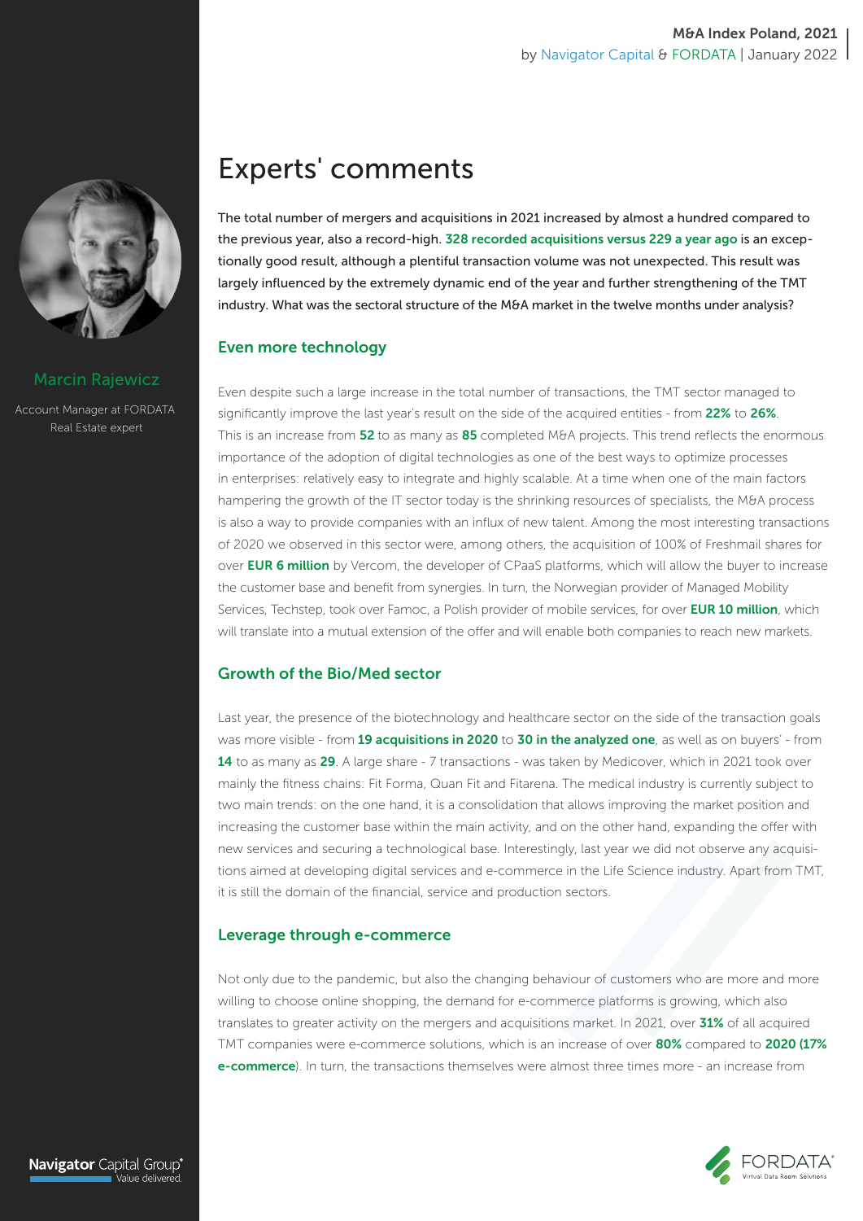# Experts' comments

Marcin Rajewicz

Account Manager at FORDATA
Real Estate expert

The total number of mergers and acquisitions in 2021 increased by almost a hundred compared to the previous year, also a record-high. **328 recorded acquisitions versus 229 a year ago** is an exceptionally good result, although a plentiful transaction volume was not unexpected. This result was largely influenced by the extremely dynamic end of the year and further strengthening of the TMT industry. What was the sectoral structure of the M&A market in the twelve months under analysis?

## Even more technology

Even despite such a large increase in the total number of transactions, the TMT sector managed to significantly improve the last year's result on the side of the acquired entities - from **22%** to **26%**. This is an increase from **52** to as many as **85** completed M&A projects. This trend reflects the enormous importance of the adoption of digital technologies as one of the best ways to optimize processes in enterprises: relatively easy to integrate and highly scalable. At a time when one of the main factors hampering the growth of the IT sector today is the shrinking resources of specialists, the M&A process is also a way to provide companies with an influx of new talent. Among the most interesting transactions of 2020 we observed in this sector were, among others, the acquisition of 100% of Freshmail shares for over **EUR 6 million** by Vercom, the developer of CPaaS platforms, which will allow the buyer to increase the customer base and benefit from synergies. In turn, the Norwegian provider of Managed Mobility Services, Techstep, took over Famoc, a Polish provider of mobile services, for over **EUR 10 million**, which will translate into a mutual extension of the offer and will enable both companies to reach new markets.

## Growth of the Bio/Med sector

Last year, the presence of the biotechnology and healthcare sector on the side of the transaction goals was more visible - from **19 acquisitions in 2020** to **30 in the analyzed one**, as well as on buyers' - from **14** to as many as **29**. A large share - 7 transactions - was taken by Medicover, which in 2021 took over mainly the fitness chains: Fit Forma, Quan Fit and Fitarena. The medical industry is currently subject to two main trends: on the one hand, it is a consolidation that allows improving the market position and increasing the customer base within the main activity, and on the other hand, expanding the offer with new services and securing a technological base. Interestingly, last year we did not observe any acquisitions aimed at developing digital services and e-commerce in the Life Science industry. Apart from TMT, it is still the domain of the financial, service and production sectors.

## Leverage through e-commerce

Not only due to the pandemic, but also the changing behaviour of customers who are more and more willing to choose online shopping, the demand for e-commerce platforms is growing, which also translates to greater activity on the mergers and acquisitions market. In 2021, over **31%** of all acquired TMT companies were e-commerce solutions, which is an increase of over **80%** compared to **2020 (17% e-commerce)**. In turn, the transactions themselves were almost three times more - an increase from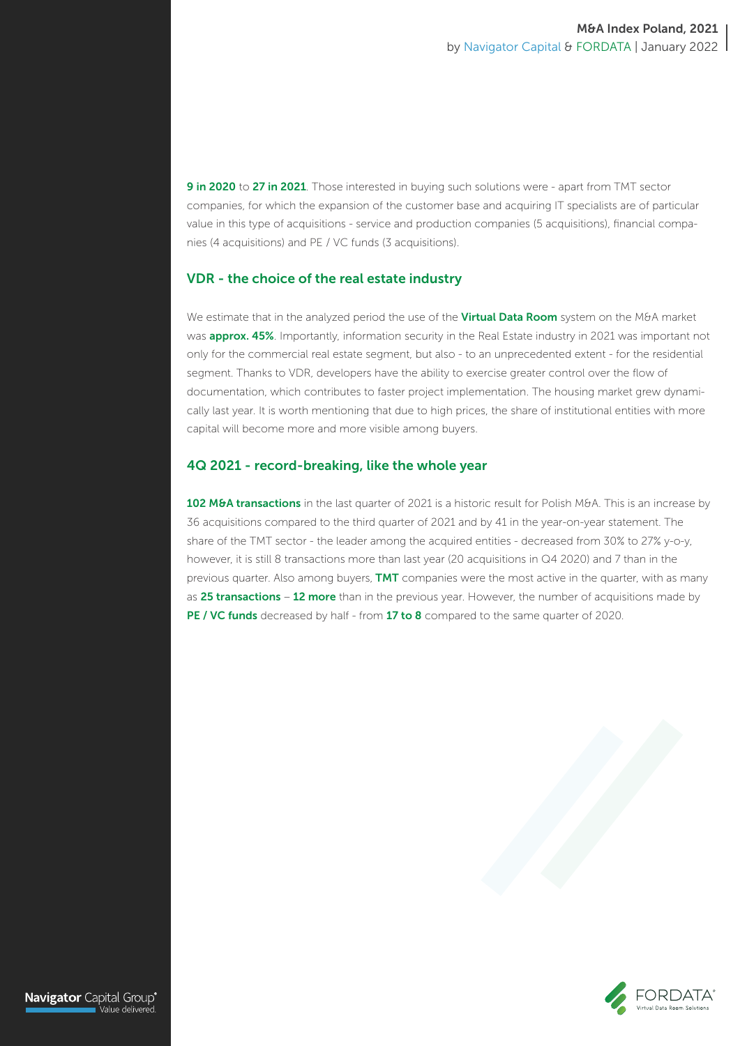**9 in 2020** to **27 in 2021**. Those interested in buying such solutions were - apart from TMT sector companies, for which the expansion of the customer base and acquiring IT specialists are of particular value in this type of acquisitions - service and production companies (5 acquisitions), financial companies (4 acquisitions) and PE / VC funds (3 acquisitions).

## VDR - the choice of the real estate industry

We estimate that in the analyzed period the use of the **Virtual Data Room** system on the M&A market was **approx. 45%**. Importantly, information security in the Real Estate industry in 2021 was important not only for the commercial real estate segment, but also - to an unprecedented extent - for the residential segment. Thanks to VDR, developers have the ability to exercise greater control over the flow of documentation, which contributes to faster project implementation. The housing market grew dynamically last year. It is worth mentioning that due to high prices, the share of institutional entities with more capital will become more and more visible among buyers.

## 4Q 2021 - record-breaking, like the whole year

**102 M&A transactions** in the last quarter of 2021 is a historic result for Polish M&A. This is an increase by 36 acquisitions compared to the third quarter of 2021 and by 41 in the year-on-year statement. The share of the TMT sector - the leader among the acquired entities - decreased from 30% to 27% y-o-y, however, it is still 8 transactions more than last year (20 acquisitions in Q4 2020) and 7 than in the previous quarter. Also among buyers, **TMT** companies were the most active in the quarter, with as many as **25 transactions** – **12 more** than in the previous year. However, the number of acquisitions made by **PE / VC funds** decreased by half - from **17 to 8** compared to the same quarter of 2020.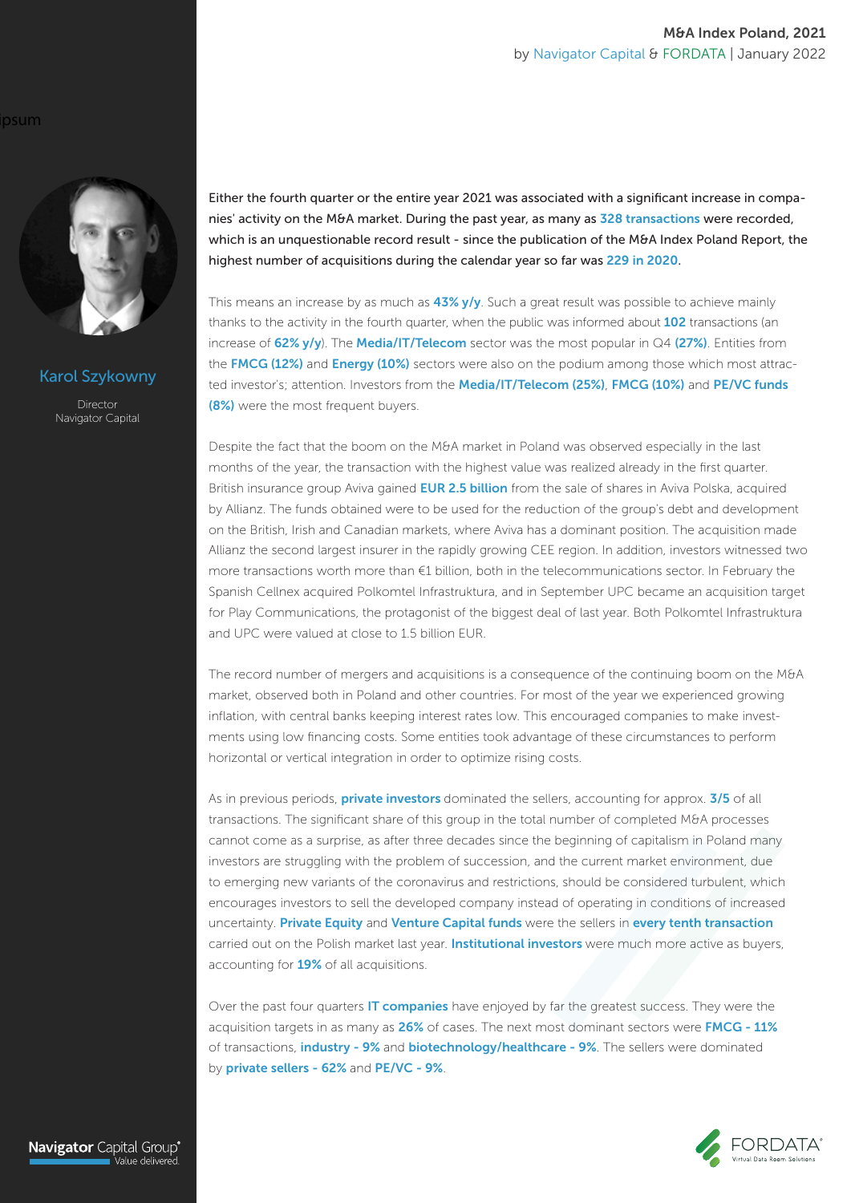Karol Szykowny

Director
Navigator Capital

**Either the fourth quarter or the entire year 2021 was associated with a significant increase in companies' activity on the M&A market. During the past year, as many as 328 transactions were recorded, which is an unquestionable record result - since the publication of the M&A Index Poland Report, the highest number of acquisitions during the calendar year so far was 229 in 2020.**

This means an increase by as much as **43% y/y**. Such a great result was possible to achieve mainly thanks to the activity in the fourth quarter, when the public was informed about **102** transactions (an increase of **62% y/y**). The **Media/IT/Telecom** sector was the most popular in Q4 **(27%)**. Entities from the **FMCG (12%)** and **Energy (10%)** sectors were also on the podium among those which most attracted investor's; attention. Investors from the **Media/IT/Telecom (25%)**, **FMCG (10%)** and **PE/VC funds (8%)** were the most frequent buyers.

Despite the fact that the boom on the M&A market in Poland was observed especially in the last months of the year, the transaction with the highest value was realized already in the first quarter. British insurance group Aviva gained **EUR 2.5 billion** from the sale of shares in Aviva Polska, acquired by Allianz. The funds obtained were to be used for the reduction of the group's debt and development on the British, Irish and Canadian markets, where Aviva has a dominant position. The acquisition made Allianz the second largest insurer in the rapidly growing CEE region. In addition, investors witnessed two more transactions worth more than €1 billion, both in the telecommunications sector. In February the Spanish Cellnex acquired Polkomtel Infrastruktura, and in September UPC became an acquisition target for Play Communications, the protagonist of the biggest deal of last year. Both Polkomtel Infrastruktura and UPC were valued at close to 1.5 billion EUR.

The record number of mergers and acquisitions is a consequence of the continuing boom on the M&A market, observed both in Poland and other countries. For most of the year we experienced growing inflation, with central banks keeping interest rates low. This encouraged companies to make investments using low financing costs. Some entities took advantage of these circumstances to perform horizontal or vertical integration in order to optimize rising costs.

As in previous periods, **private investors** dominated the sellers, accounting for approx. **3/5** of all transactions. The significant share of this group in the total number of completed M&A processes cannot come as a surprise, as after three decades since the beginning of capitalism in Poland many investors are struggling with the problem of succession, and the current market environment, due to emerging new variants of the coronavirus and restrictions, should be considered turbulent, which encourages investors to sell the developed company instead of operating in conditions of increased uncertainty. **Private Equity** and **Venture Capital funds** were the sellers in **every tenth transaction** carried out on the Polish market last year. **Institutional investors** were much more active as buyers, accounting for **19%** of all acquisitions.

Over the past four quarters **IT companies** have enjoyed by far the greatest success. They were the acquisition targets in as many as **26%** of cases. The next most dominant sectors were **FMCG - 11%** of transactions, **industry - 9%** and **biotechnology/healthcare - 9%**. The sellers were dominated by **private sellers - 62%** and **PE/VC - 9%**.